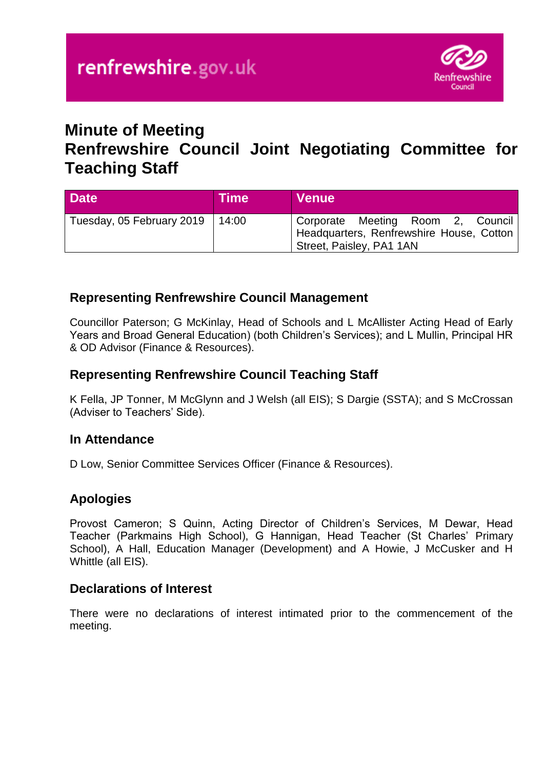# Minute of Meeting
# Renfrewshire Council Joint Negotiating Committee for Teaching Staff

| Date | Time | Venue |
| --- | --- | --- |
| Tuesday, 05 February 2019 | 14:00 | Corporate Meeting Room 2, Council Headquarters, Renfrewshire House, Cotton Street, Paisley, PA1 1AN |

## Representing Renfrewshire Council Management

Councillor Paterson; G McKinlay, Head of Schools and L McAllister Acting Head of Early Years and Broad General Education) (both Children's Services); and L Mullin, Principal HR & OD Advisor (Finance & Resources).

## Representing Renfrewshire Council Teaching Staff

K Fella, JP Tonner, M McGlynn and J Welsh (all EIS); S Dargie (SSTA); and S McCrossan (Adviser to Teachers' Side).

## In Attendance

D Low, Senior Committee Services Officer (Finance & Resources).

## Apologies

Provost Cameron; S Quinn, Acting Director of Children's Services, M Dewar, Head Teacher (Parkmains High School), G Hannigan, Head Teacher (St Charles' Primary School), A Hall, Education Manager (Development) and A Howie, J McCusker and H Whittle (all EIS).

## Declarations of Interest

There were no declarations of interest intimated prior to the commencement of the meeting.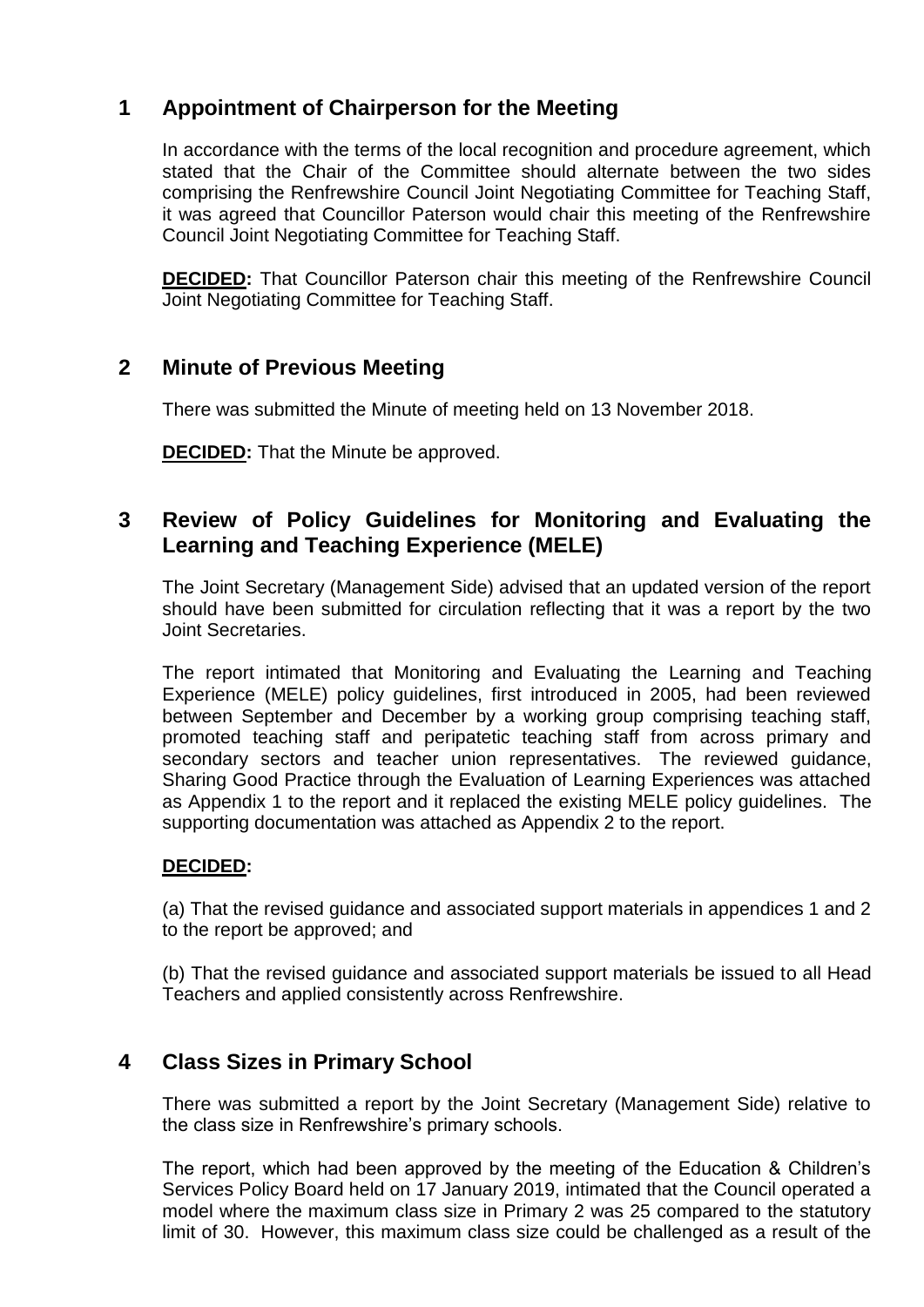## 1 Appointment of Chairperson for the Meeting

In accordance with the terms of the local recognition and procedure agreement, which stated that the Chair of the Committee should alternate between the two sides comprising the Renfrewshire Council Joint Negotiating Committee for Teaching Staff, it was agreed that Councillor Paterson would chair this meeting of the Renfrewshire Council Joint Negotiating Committee for Teaching Staff.

**DECIDED:** That Councillor Paterson chair this meeting of the Renfrewshire Council Joint Negotiating Committee for Teaching Staff.

## 2 Minute of Previous Meeting

There was submitted the Minute of meeting held on 13 November 2018.

**DECIDED:** That the Minute be approved.

## 3 Review of Policy Guidelines for Monitoring and Evaluating the Learning and Teaching Experience (MELE)

The Joint Secretary (Management Side) advised that an updated version of the report should have been submitted for circulation reflecting that it was a report by the two Joint Secretaries.

The report intimated that Monitoring and Evaluating the Learning and Teaching Experience (MELE) policy guidelines, first introduced in 2005, had been reviewed between September and December by a working group comprising teaching staff, promoted teaching staff and peripatetic teaching staff from across primary and secondary sectors and teacher union representatives. The reviewed guidance, Sharing Good Practice through the Evaluation of Learning Experiences was attached as Appendix 1 to the report and it replaced the existing MELE policy guidelines. The supporting documentation was attached as Appendix 2 to the report.

**DECIDED:**

(a) That the revised guidance and associated support materials in appendices 1 and 2 to the report be approved; and

(b) That the revised guidance and associated support materials be issued to all Head Teachers and applied consistently across Renfrewshire.

## 4 Class Sizes in Primary School

There was submitted a report by the Joint Secretary (Management Side) relative to the class size in Renfrewshire's primary schools.

The report, which had been approved by the meeting of the Education & Children's Services Policy Board held on 17 January 2019, intimated that the Council operated a model where the maximum class size in Primary 2 was 25 compared to the statutory limit of 30. However, this maximum class size could be challenged as a result of the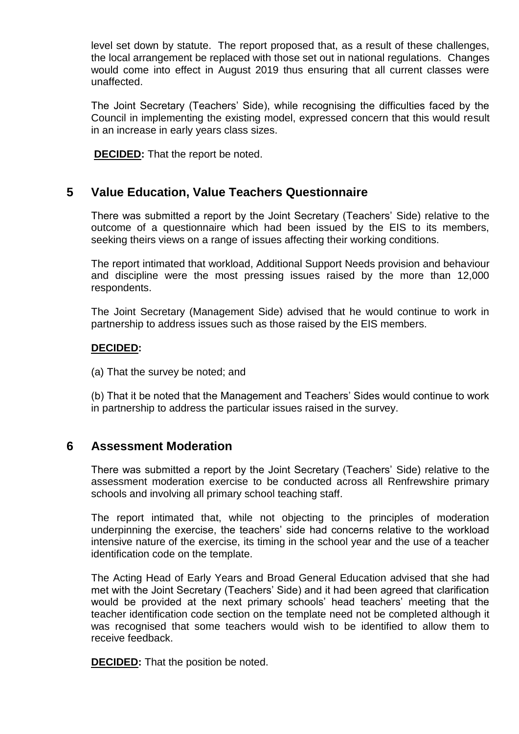level set down by statute. The report proposed that, as a result of these challenges, the local arrangement be replaced with those set out in national regulations. Changes would come into effect in August 2019 thus ensuring that all current classes were unaffected.

The Joint Secretary (Teachers' Side), while recognising the difficulties faced by the Council in implementing the existing model, expressed concern that this would result in an increase in early years class sizes.

**DECIDED:** That the report be noted.

## 5 Value Education, Value Teachers Questionnaire

There was submitted a report by the Joint Secretary (Teachers' Side) relative to the outcome of a questionnaire which had been issued by the EIS to its members, seeking theirs views on a range of issues affecting their working conditions.

The report intimated that workload, Additional Support Needs provision and behaviour and discipline were the most pressing issues raised by the more than 12,000 respondents.

The Joint Secretary (Management Side) advised that he would continue to work in partnership to address issues such as those raised by the EIS members.

**DECIDED:**

(a) That the survey be noted; and

(b) That it be noted that the Management and Teachers' Sides would continue to work in partnership to address the particular issues raised in the survey.

## 6 Assessment Moderation

There was submitted a report by the Joint Secretary (Teachers' Side) relative to the assessment moderation exercise to be conducted across all Renfrewshire primary schools and involving all primary school teaching staff.

The report intimated that, while not objecting to the principles of moderation underpinning the exercise, the teachers' side had concerns relative to the workload intensive nature of the exercise, its timing in the school year and the use of a teacher identification code on the template.

The Acting Head of Early Years and Broad General Education advised that she had met with the Joint Secretary (Teachers' Side) and it had been agreed that clarification would be provided at the next primary schools' head teachers' meeting that the teacher identification code section on the template need not be completed although it was recognised that some teachers would wish to be identified to allow them to receive feedback.

**DECIDED:** That the position be noted.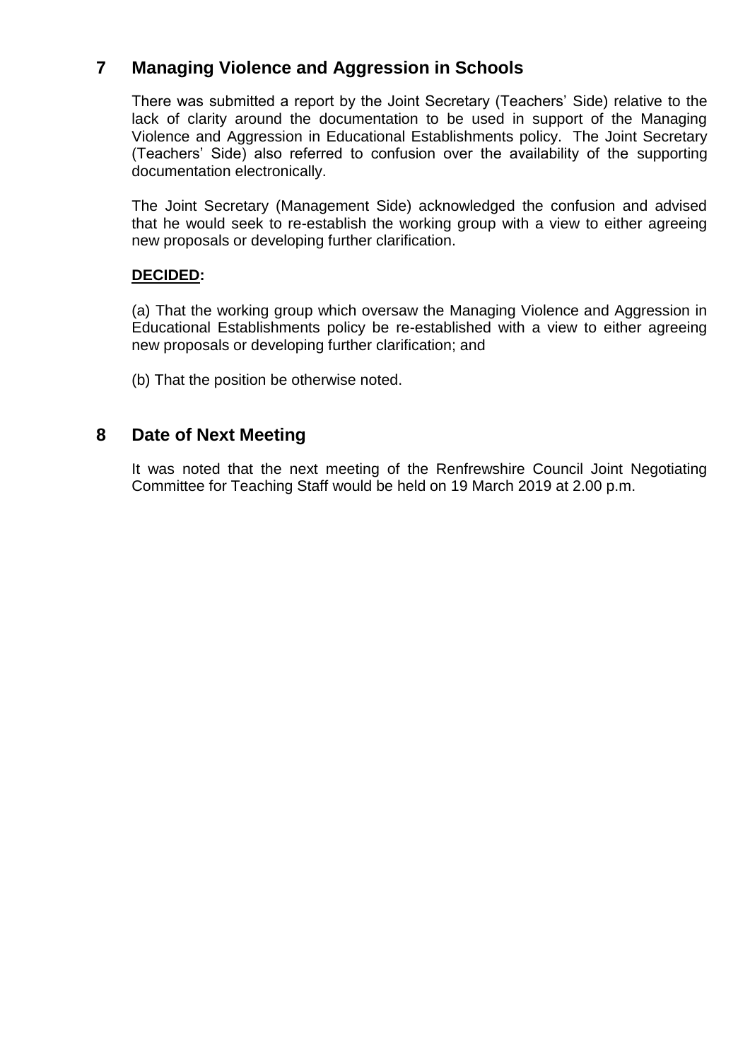## 7 Managing Violence and Aggression in Schools

There was submitted a report by the Joint Secretary (Teachers' Side) relative to the lack of clarity around the documentation to be used in support of the Managing Violence and Aggression in Educational Establishments policy. The Joint Secretary (Teachers' Side) also referred to confusion over the availability of the supporting documentation electronically.

The Joint Secretary (Management Side) acknowledged the confusion and advised that he would seek to re-establish the working group with a view to either agreeing new proposals or developing further clarification.

**DECIDED:**

(a) That the working group which oversaw the Managing Violence and Aggression in Educational Establishments policy be re-established with a view to either agreeing new proposals or developing further clarification; and

(b) That the position be otherwise noted.

## 8 Date of Next Meeting

It was noted that the next meeting of the Renfrewshire Council Joint Negotiating Committee for Teaching Staff would be held on 19 March 2019 at 2.00 p.m.